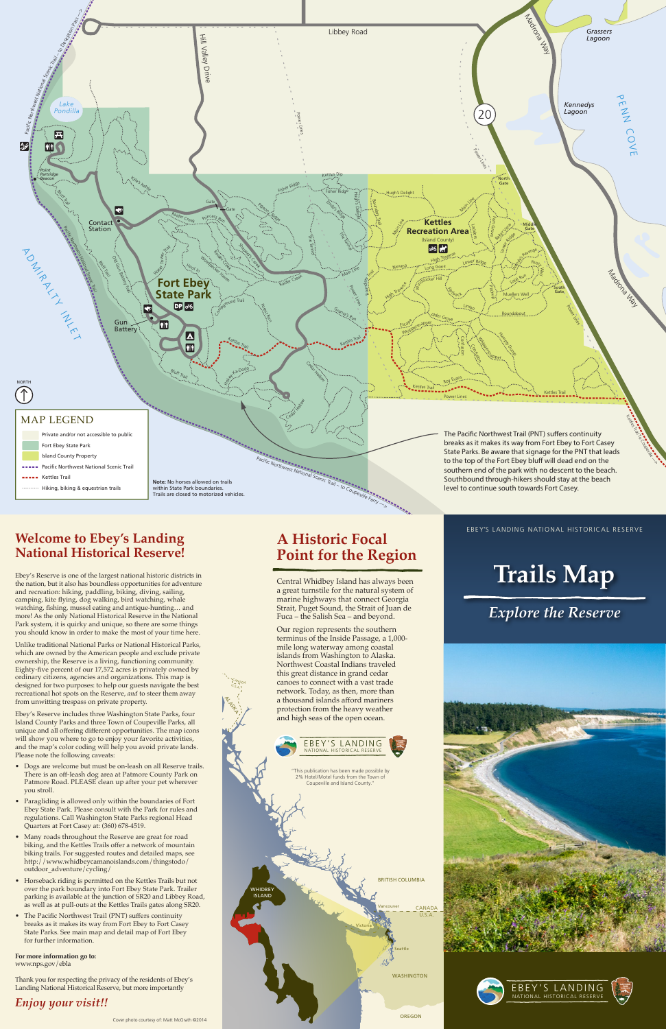# Trails Map

*Explore the Reserve*

EBEY'S LANDING NATIONAL HISTORICAL RESERVE

## MAP LEGEND

- Private and/or not accessible to public
- Fort Ebey State Park
- Island County Property
- Pacific Northwest National Scenic Trail
- Kettles Trail
- Hiking, biking & equestrian trails

**Note:** No horses allowed on trails within State Park boundaries. Trails are closed to motorized vehicles.

The Pacific Northwest Trail (PNT) suffers continuity breaks as it makes its way from Fort Ebey to Fort Casey State Parks. Be aware that signage for the PNT that leads to the top of the Fort Ebey bluff will dead end on the southern end of the park with no descent to the beach. Southbound through-hikers should stay at the beach level to continue south towards Fort Casey.

## Welcome to Ebey's Landing National Historical Reserve!

Ebey's Reserve is one of the largest national historic districts in the nation, but it also has boundless opportunities for adventure and recreation: hiking, paddling, biking, diving, sailing, camping, kite flying, dog walking, bird watching, whale watching, fishing, mussel eating and antique-hunting… and more! As the only National Historical Reserve in the National Park system, it is quirky and unique, so there are some things you should know in order to make the most of your time here.

Unlike traditional National Parks or National Historical Parks, which are owned by the American people and exclude private ownership, the Reserve is a living, functioning community. Eighty-five percent of our 17,572 acres is privately owned by ordinary citizens, agencies and organizations. This map is designed for two purposes: to help our guests navigate the best recreational hot spots on the Reserve, *and* to steer them away from unwitting trespass on private property.

Ebey's Reserve includes three Washington State Parks, four Island County Parks and three Town of Coupeville Parks, all unique and all offering different opportunities. The map icons will show you where to go to enjoy your favorite activities, and the map's color coding will help you avoid private lands. Please note the following caveats:

- Dogs are welcome but must be on-leash on all Reserve trails. There is an off-leash dog area at Patmore County Park on Patmore Road. PLEASE clean up after your pet wherever you stroll.
- Paragliding is allowed only within the boundaries of Fort Ebey State Park. Please consult with the Park for rules and regulations. Call Washington State Parks regional Head Quarters at Fort Casey at: (360) 678-4519.
- Many roads throughout the Reserve are great for road biking, and the Kettles Trails offer a network of mountain biking trails. For suggested routes and detailed maps, see http://www.whidbeycamanoislands.com/thingstodo/outdoor_adventure/cycling/
- Horseback riding is permitted on the Kettles Trails but not over the park boundary into Fort Ebey State Park. Trailer parking is available at the junction of SR20 and Libbey Road, as well as at pull-outs at the Kettles Trails gates along SR20.
- The Pacific Northwest Trail (PNT) suffers continuity breaks as it makes its way from Fort Ebey to Fort Casey State Parks. See main map and detail map of Fort Ebey for further information.

**For more information go to:**
www.nps.gov/ebla

Thank you for respecting the privacy of the residents of Ebey's Landing National Historical Reserve, but more importantly

*Enjoy your visit!!*

Cover photo courtesy of: Matt McGrath ©2014

## A Historic Focal Point for the Region

Central Whidbey Island has always been a great turnstile for the natural system of marine highways that connect Georgia Strait, Puget Sound, the Strait of Juan de Fuca – the Salish Sea – and beyond.

Our region represents the southern terminus of the Inside Passage, a 1,000-mile long waterway among coastal islands from Washington to Alaska. Northwest Coastal Indians traveled this great distance in grand cedar canoes to connect with a vast trade network. Today, as then, more than a thousand islands afford mariners protection from the heavy weather and high seas of the open ocean.

EBEY'S LANDING NATIONAL HISTORICAL RESERVE

"This publication has been made possible by 2% Hotel/Motel funds from the Town of Coupeville and Island County."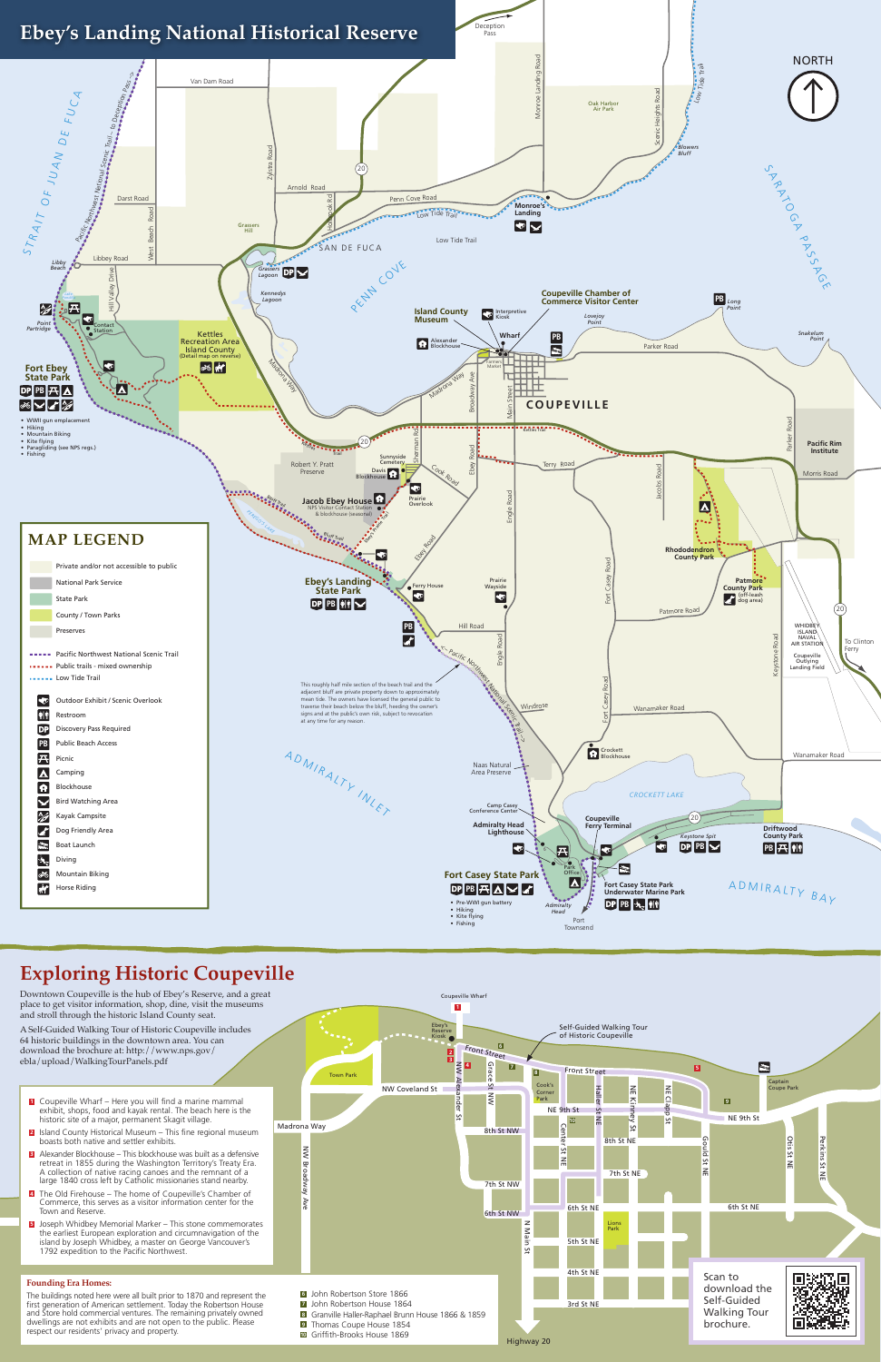# Ebey's Landing National Historical Reserve

## MAP LEGEND

- Private and/or not accessible to public
- National Park Service
- State Park
- County / Town Parks
- Preserves
- Pacific Northwest National Scenic Trail
- Public trails - mixed ownership
- Low Tide Trail
- Outdoor Exhibit / Scenic Overlook
- Restroom
- Discovery Pass Required
- Public Beach Access
- Picnic
- Camping
- Blockhouse
- Bird Watching Area
- Kayak Campsite
- Dog Friendly Area
- Boat Launch
- Diving
- Mountain Biking
- Horse Riding

**Fort Ebey State Park**

- WWII gun emplacement
- Hiking
- Mountain Biking
- Kite flying
- Paragliding (see NPS regs.)
- Fishing

**Fort Casey State Park**

- Pre-WWII gun battery
- Hiking
- Kite flying
- Fishing

This roughly half mile section of the beach trail and the adjacent bluff are private property down to approximately mean tide. The owners have licensed the general public to traverse their beach below the bluff, heeding the owner's signs and at the public's own risk, subject to revocation at any time for any reason.

# Exploring Historic Coupeville

Downtown Coupeville is the hub of Ebey's Reserve, and a great place to get visitor information, shop, dine, visit the museums and stroll through the historic Island County seat.

A Self-Guided Walking Tour of Historic Coupeville includes 64 historic buildings in the downtown area. You can download the brochure at: http://www.nps.gov/ebla/upload/WalkingTourPanels.pdf

1. Coupeville Wharf – Here you will find a marine mammal exhibit, shops, food and kayak rental. The beach here is the historic site of a major, permanent Skagit village.
2. Island County Historical Museum – This fine regional museum boasts both native and settler exhibits.
3. Alexander Blockhouse – This blockhouse was built as a defensive retreat in 1855 during the Washington Territory's Treaty Era. A collection of native racing canoes and the remnant of a large 1840 cross left by Catholic missionaries stand nearby.
4. The Old Firehouse – The home of Coupeville's Chamber of Commerce, this serves as a visitor information center for the Town and Reserve.
5. Joseph Whidbey Memorial Marker – This stone commemorates the earliest European exploration and circumnavigation of the island by Joseph Whidbey, a master on George Vancouver's 1792 expedition to the Pacific Northwest.

### Founding Era Homes:

The buildings noted here were all built prior to 1870 and represent the first generation of American settlement. Today the Robertson House and Store hold commercial ventures. The remaining privately owned dwellings are not exhibits and are not open to the public. Please respect our residents' privacy and property.

6. John Robertson Store 1866
7. John Robertson House 1864
8. Granville Haller-Raphael Brunn House 1866 & 1859
9. Thomas Coupe House 1854
10. Griffith-Brooks House 1869

Scan to download the Self-Guided Walking Tour brochure.